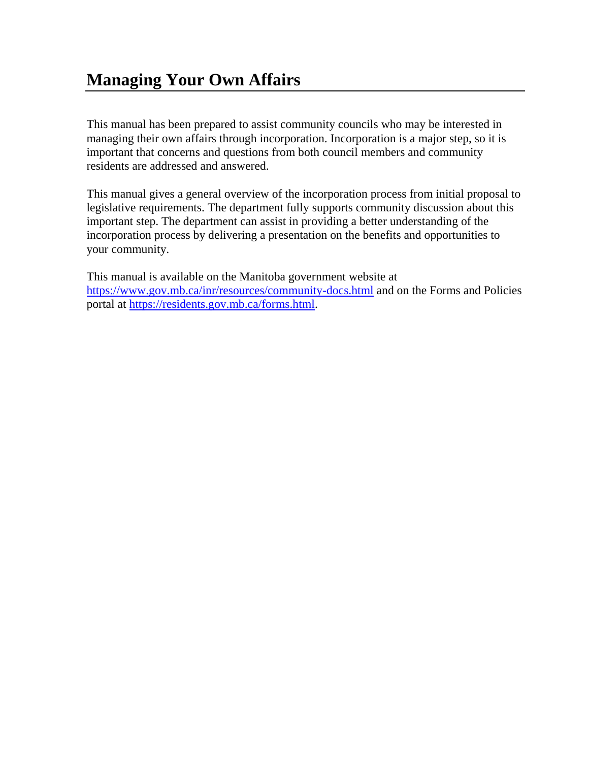# Managing Your Own Affairs

This manual has been prepared to assist community councils who may be interested in managing their own affairs through incorporation. Incorporation is a major step, so it is important that concerns and questions from both council members and community residents are addressed and answered.

This manual gives a general overview of the incorporation process from initial proposal to legislative requirements. The department fully supports community discussion about this important step. The department can assist in providing a better understanding of the incorporation process by delivering a presentation on the benefits and opportunities to your community.

This manual is available on the Manitoba government website at [https://www.gov.mb.ca/inr/resources/community-docs.html](https://www.gov.mb.ca/inr/resources/community-docs.html) and on the Forms and Policies portal at [https://residents.gov.mb.ca/forms.html](https://residents.gov.mb.ca/forms.html).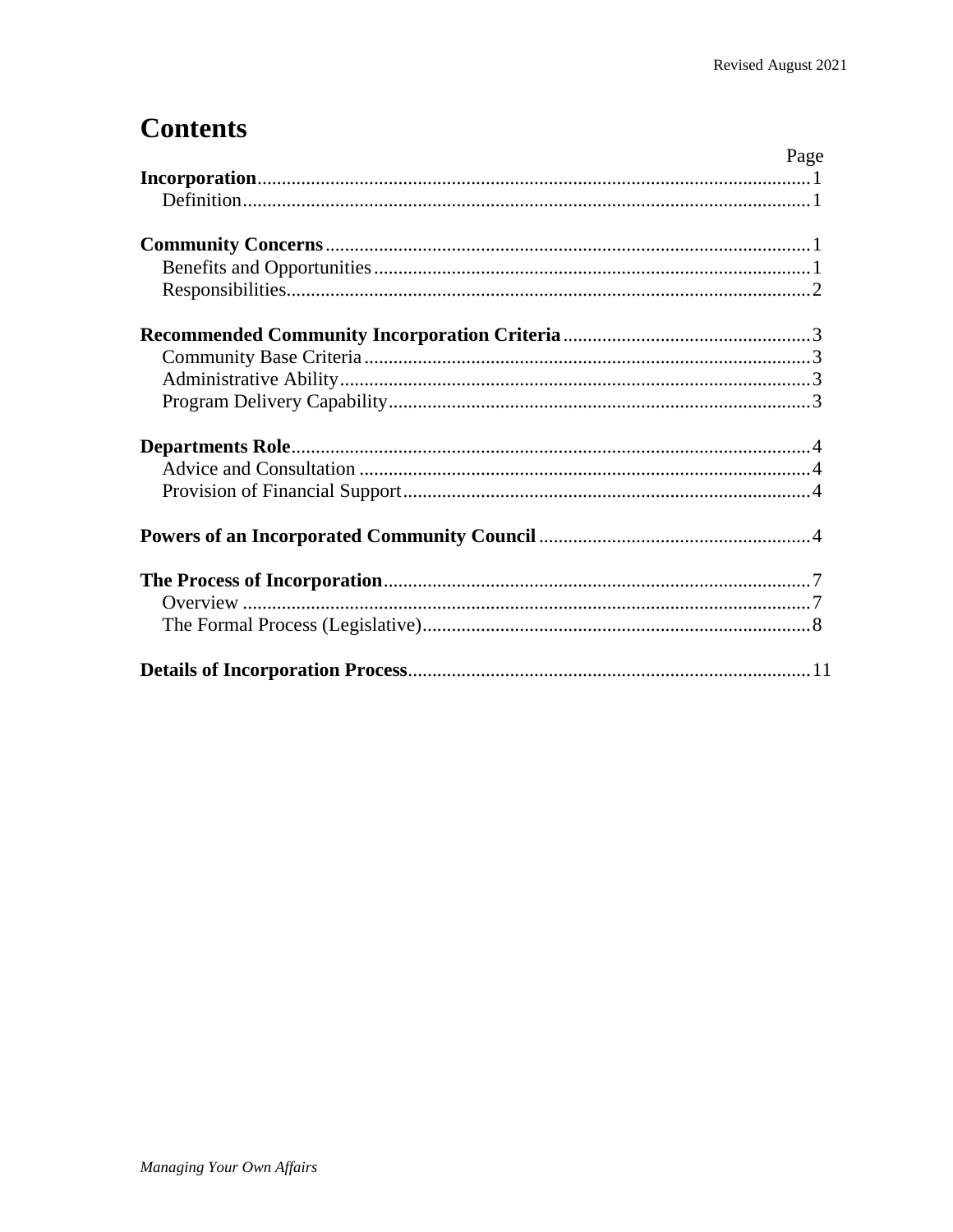# Contents

| | Page |
|---|---|
| **Incorporation** | 1 |
| Definition | 1 |
| **Community Concerns** | 1 |
| Benefits and Opportunities | 1 |
| Responsibilities | 2 |
| **Recommended Community Incorporation Criteria** | 3 |
| Community Base Criteria | 3 |
| Administrative Ability | 3 |
| Program Delivery Capability | 3 |
| **Departments Role** | 4 |
| Advice and Consultation | 4 |
| Provision of Financial Support | 4 |
| **Powers of an Incorporated Community Council** | 4 |
| **The Process of Incorporation** | 7 |
| Overview | 7 |
| The Formal Process (Legislative) | 8 |
| **Details of Incorporation Process** | 11 |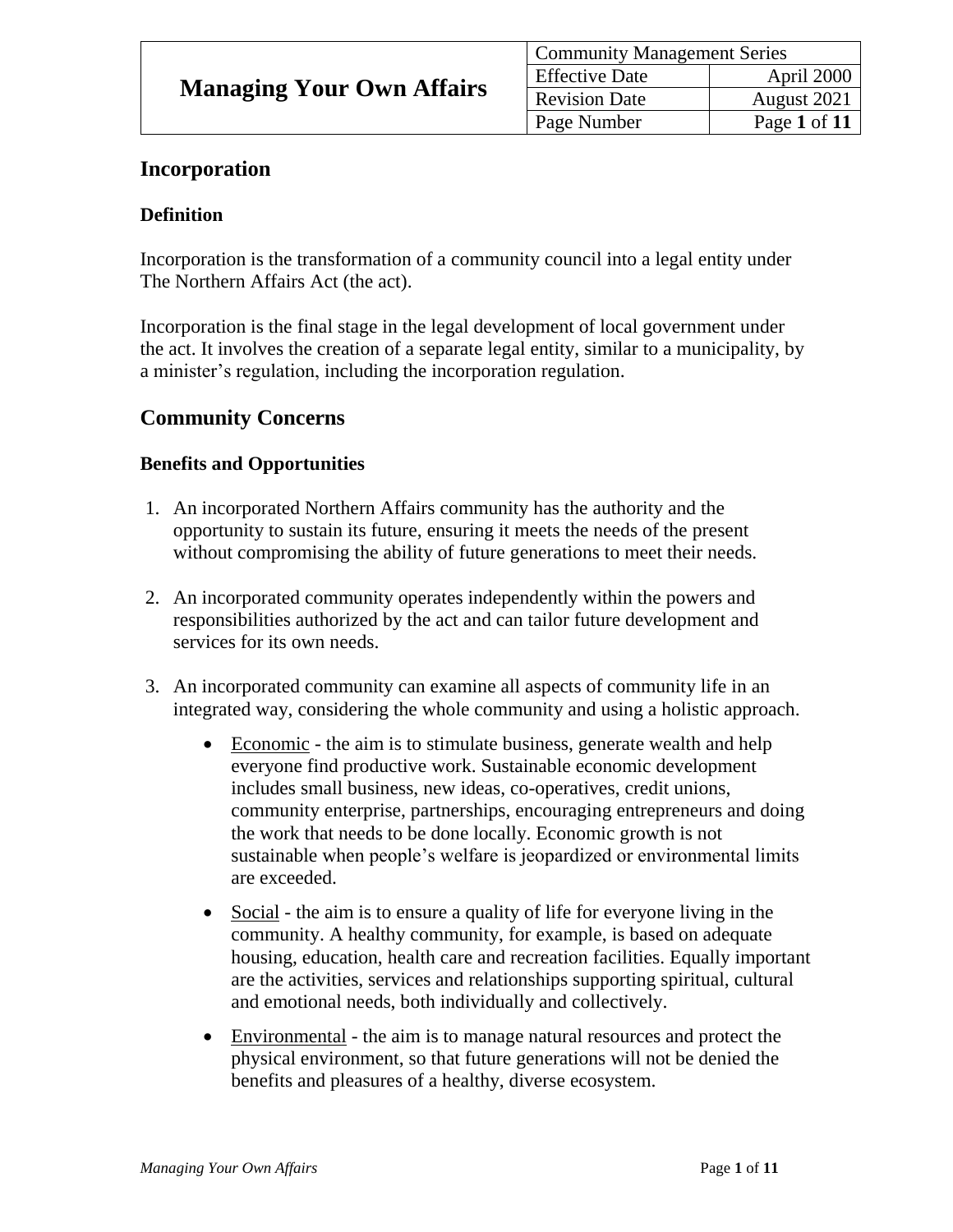## Incorporation

### Definition

Incorporation is the transformation of a community council into a legal entity under The Northern Affairs Act (the act).

Incorporation is the final stage in the legal development of local government under the act. It involves the creation of a separate legal entity, similar to a municipality, by a minister's regulation, including the incorporation regulation.

## Community Concerns

### Benefits and Opportunities

1. An incorporated Northern Affairs community has the authority and the opportunity to sustain its future, ensuring it meets the needs of the present without compromising the ability of future generations to meet their needs.

2. An incorporated community operates independently within the powers and responsibilities authorized by the act and can tailor future development and services for its own needs.

3. An incorporated community can examine all aspects of community life in an integrated way, considering the whole community and using a holistic approach.

   - <u>Economic</u> - the aim is to stimulate business, generate wealth and help everyone find productive work. Sustainable economic development includes small business, new ideas, co-operatives, credit unions, community enterprise, partnerships, encouraging entrepreneurs and doing the work that needs to be done locally. Economic growth is not sustainable when people's welfare is jeopardized or environmental limits are exceeded.

   - <u>Social</u> - the aim is to ensure a quality of life for everyone living in the community. A healthy community, for example, is based on adequate housing, education, health care and recreation facilities. Equally important are the activities, services and relationships supporting spiritual, cultural and emotional needs, both individually and collectively.

   - <u>Environmental</u> - the aim is to manage natural resources and protect the physical environment, so that future generations will not be denied the benefits and pleasures of a healthy, diverse ecosystem.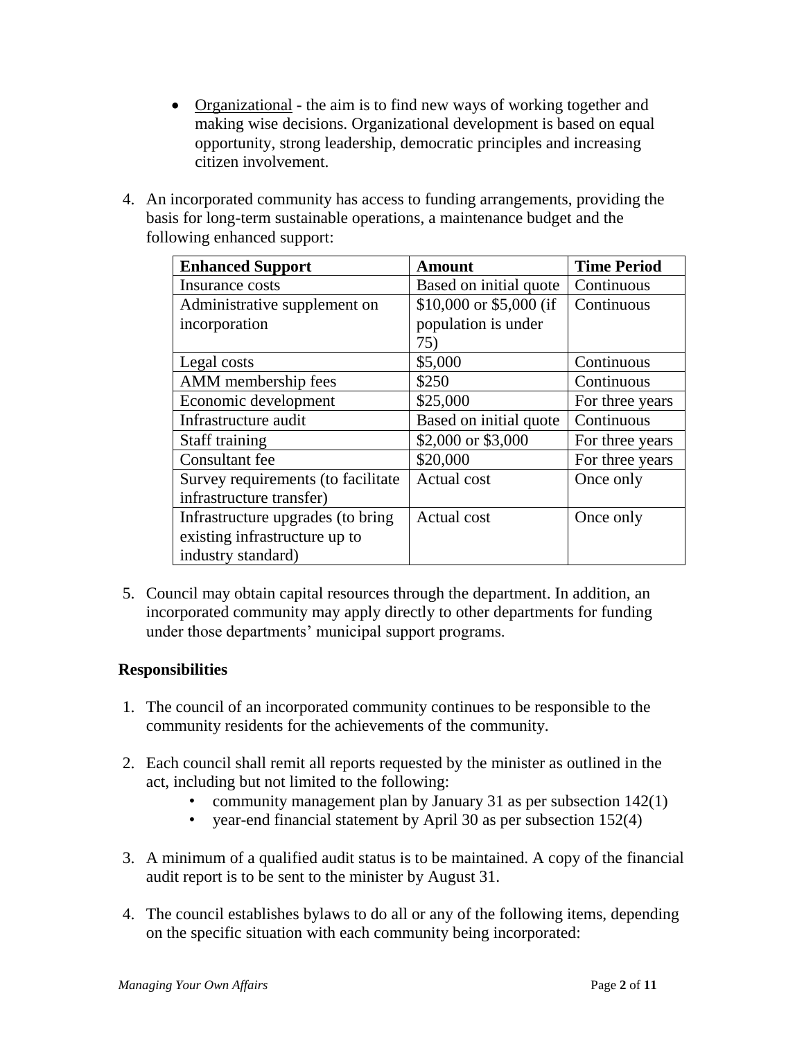- Organizational - the aim is to find new ways of working together and making wise decisions. Organizational development is based on equal opportunity, strong leadership, democratic principles and increasing citizen involvement.

4. An incorporated community has access to funding arrangements, providing the basis for long-term sustainable operations, a maintenance budget and the following enhanced support:

| **Enhanced Support** | **Amount** | **Time Period** |
|---|---|---|
| Insurance costs | Based on initial quote | Continuous |
| Administrative supplement on incorporation | $10,000 or $5,000 (if population is under 75) | Continuous |
| Legal costs | $5,000 | Continuous |
| AMM membership fees | $250 | Continuous |
| Economic development | $25,000 | For three years |
| Infrastructure audit | Based on initial quote | Continuous |
| Staff training | $2,000 or $3,000 | For three years |
| Consultant fee | $20,000 | For three years |
| Survey requirements (to facilitate infrastructure transfer) | Actual cost | Once only |
| Infrastructure upgrades (to bring existing infrastructure up to industry standard) | Actual cost | Once only |

5. Council may obtain capital resources through the department. In addition, an incorporated community may apply directly to other departments for funding under those departments' municipal support programs.

### Responsibilities

1. The council of an incorporated community continues to be responsible to the community residents for the achievements of the community.

2. Each council shall remit all reports requested by the minister as outlined in the act, including but not limited to the following:
   - community management plan by January 31 as per subsection 142(1)
   - year-end financial statement by April 30 as per subsection 152(4)

3. A minimum of a qualified audit status is to be maintained. A copy of the financial audit report is to be sent to the minister by August 31.

4. The council establishes bylaws to do all or any of the following items, depending on the specific situation with each community being incorporated: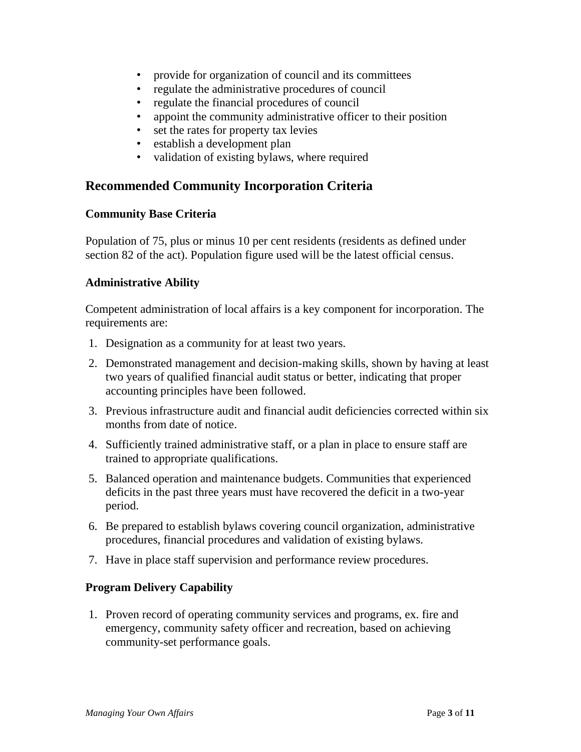- provide for organization of council and its committees
- regulate the administrative procedures of council
- regulate the financial procedures of council
- appoint the community administrative officer to their position
- set the rates for property tax levies
- establish a development plan
- validation of existing bylaws, where required

## Recommended Community Incorporation Criteria

### Community Base Criteria

Population of 75, plus or minus 10 per cent residents (residents as defined under section 82 of the act). Population figure used will be the latest official census.

### Administrative Ability

Competent administration of local affairs is a key component for incorporation. The requirements are:

1. Designation as a community for at least two years.
2. Demonstrated management and decision-making skills, shown by having at least two years of qualified financial audit status or better, indicating that proper accounting principles have been followed.
3. Previous infrastructure audit and financial audit deficiencies corrected within six months from date of notice.
4. Sufficiently trained administrative staff, or a plan in place to ensure staff are trained to appropriate qualifications.
5. Balanced operation and maintenance budgets. Communities that experienced deficits in the past three years must have recovered the deficit in a two-year period.
6. Be prepared to establish bylaws covering council organization, administrative procedures, financial procedures and validation of existing bylaws.
7. Have in place staff supervision and performance review procedures.

### Program Delivery Capability

1. Proven record of operating community services and programs, ex. fire and emergency, community safety officer and recreation, based on achieving community-set performance goals.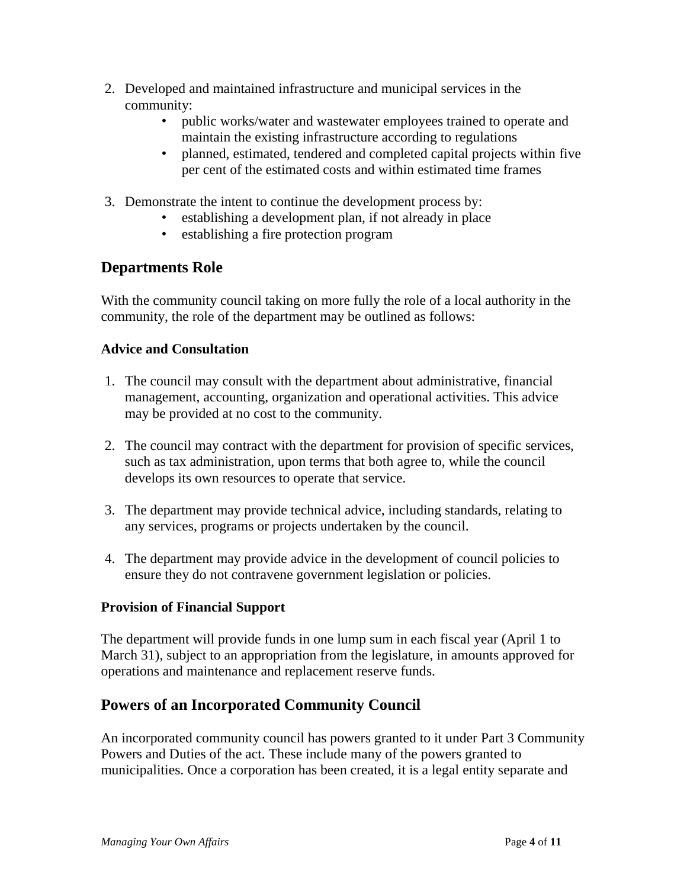2. Developed and maintained infrastructure and municipal services in the community:
    - public works/water and wastewater employees trained to operate and maintain the existing infrastructure according to regulations
    - planned, estimated, tendered and completed capital projects within five per cent of the estimated costs and within estimated time frames

3. Demonstrate the intent to continue the development process by:
    - establishing a development plan, if not already in place
    - establishing a fire protection program

## Departments Role

With the community council taking on more fully the role of a local authority in the community, the role of the department may be outlined as follows:

### Advice and Consultation

1. The council may consult with the department about administrative, financial management, accounting, organization and operational activities. This advice may be provided at no cost to the community.

2. The council may contract with the department for provision of specific services, such as tax administration, upon terms that both agree to, while the council develops its own resources to operate that service.

3. The department may provide technical advice, including standards, relating to any services, programs or projects undertaken by the council.

4. The department may provide advice in the development of council policies to ensure they do not contravene government legislation or policies.

### Provision of Financial Support

The department will provide funds in one lump sum in each fiscal year (April 1 to March 31), subject to an appropriation from the legislature, in amounts approved for operations and maintenance and replacement reserve funds.

## Powers of an Incorporated Community Council

An incorporated community council has powers granted to it under Part 3 Community Powers and Duties of the act. These include many of the powers granted to municipalities. Once a corporation has been created, it is a legal entity separate and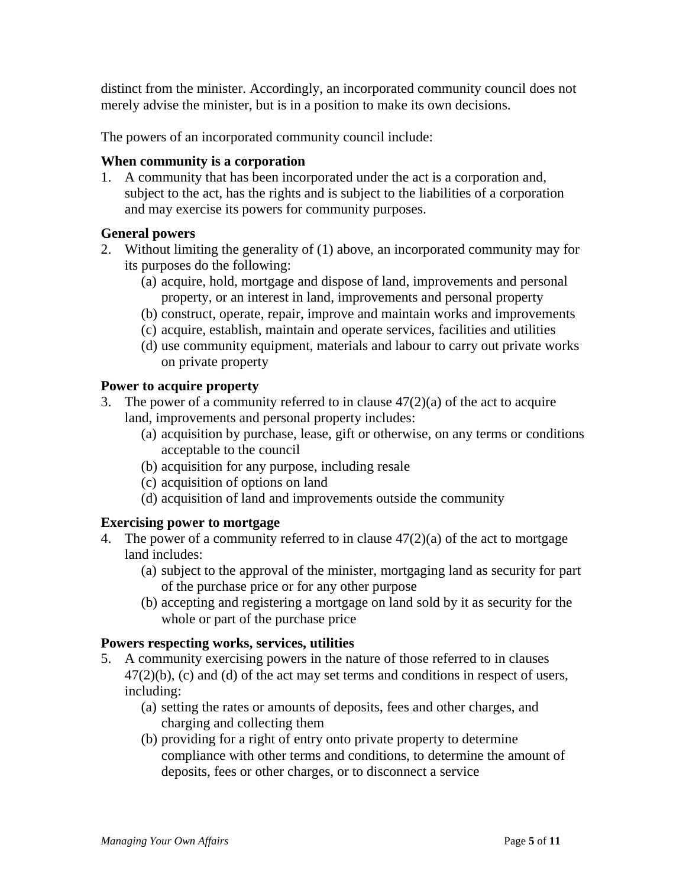distinct from the minister. Accordingly, an incorporated community council does not merely advise the minister, but is in a position to make its own decisions.

The powers of an incorporated community council include:

**When community is a corporation**

1. A community that has been incorporated under the act is a corporation and, subject to the act, has the rights and is subject to the liabilities of a corporation and may exercise its powers for community purposes.

**General powers**

2. Without limiting the generality of (1) above, an incorporated community may for its purposes do the following:
   (a) acquire, hold, mortgage and dispose of land, improvements and personal property, or an interest in land, improvements and personal property
   (b) construct, operate, repair, improve and maintain works and improvements
   (c) acquire, establish, maintain and operate services, facilities and utilities
   (d) use community equipment, materials and labour to carry out private works on private property

**Power to acquire property**

3. The power of a community referred to in clause 47(2)(a) of the act to acquire land, improvements and personal property includes:
   (a) acquisition by purchase, lease, gift or otherwise, on any terms or conditions acceptable to the council
   (b) acquisition for any purpose, including resale
   (c) acquisition of options on land
   (d) acquisition of land and improvements outside the community

**Exercising power to mortgage**

4. The power of a community referred to in clause 47(2)(a) of the act to mortgage land includes:
   (a) subject to the approval of the minister, mortgaging land as security for part of the purchase price or for any other purpose
   (b) accepting and registering a mortgage on land sold by it as security for the whole or part of the purchase price

**Powers respecting works, services, utilities**

5. A community exercising powers in the nature of those referred to in clauses 47(2)(b), (c) and (d) of the act may set terms and conditions in respect of users, including:
   (a) setting the rates or amounts of deposits, fees and other charges, and charging and collecting them
   (b) providing for a right of entry onto private property to determine compliance with other terms and conditions, to determine the amount of deposits, fees or other charges, or to disconnect a service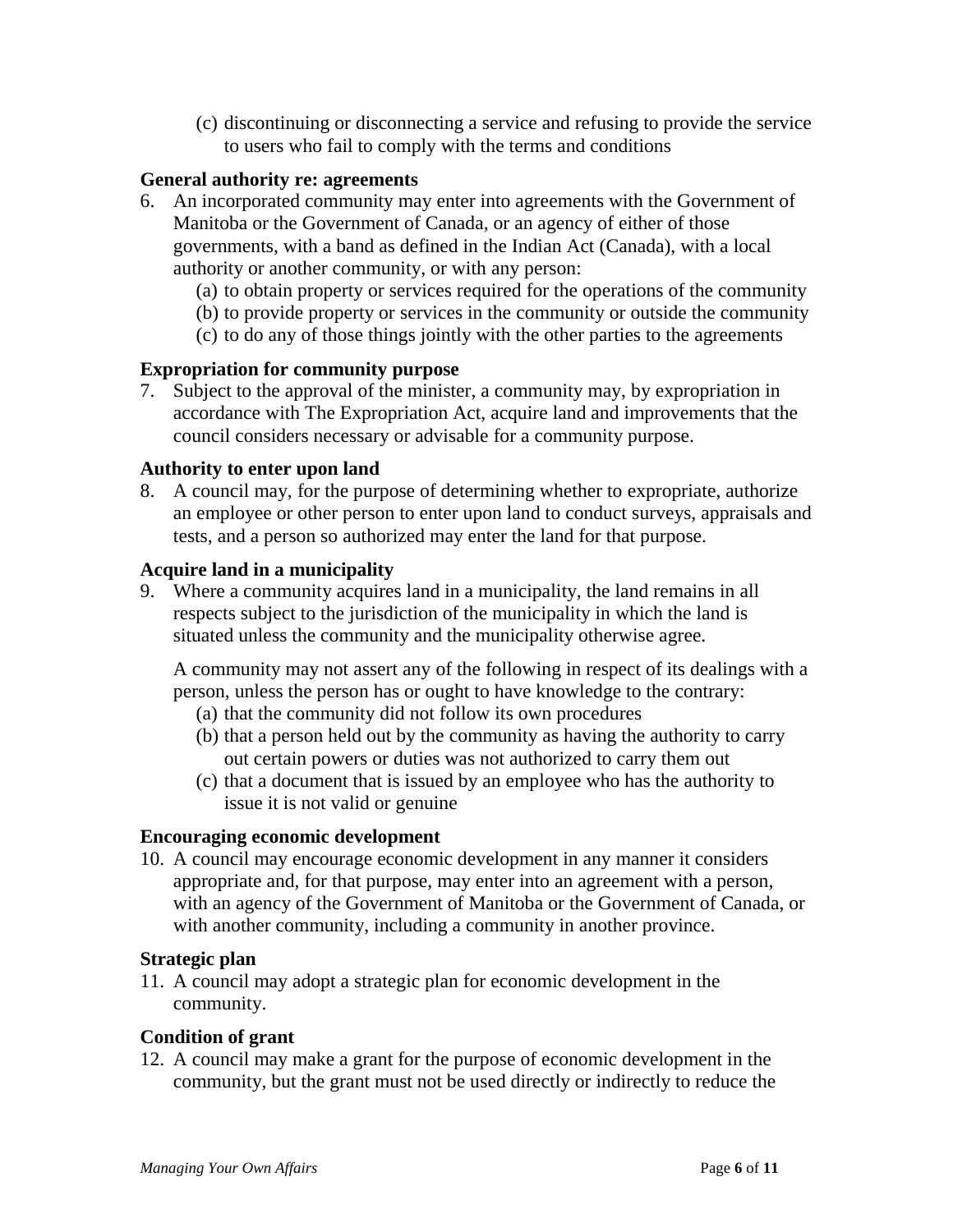(c) discontinuing or disconnecting a service and refusing to provide the service to users who fail to comply with the terms and conditions

**General authority re: agreements**

6. An incorporated community may enter into agreements with the Government of Manitoba or the Government of Canada, or an agency of either of those governments, with a band as defined in the Indian Act (Canada), with a local authority or another community, or with any person:
   (a) to obtain property or services required for the operations of the community
   (b) to provide property or services in the community or outside the community
   (c) to do any of those things jointly with the other parties to the agreements

**Expropriation for community purpose**

7. Subject to the approval of the minister, a community may, by expropriation in accordance with The Expropriation Act, acquire land and improvements that the council considers necessary or advisable for a community purpose.

**Authority to enter upon land**

8. A council may, for the purpose of determining whether to expropriate, authorize an employee or other person to enter upon land to conduct surveys, appraisals and tests, and a person so authorized may enter the land for that purpose.

**Acquire land in a municipality**

9. Where a community acquires land in a municipality, the land remains in all respects subject to the jurisdiction of the municipality in which the land is situated unless the community and the municipality otherwise agree.

   A community may not assert any of the following in respect of its dealings with a person, unless the person has or ought to have knowledge to the contrary:
   (a) that the community did not follow its own procedures
   (b) that a person held out by the community as having the authority to carry out certain powers or duties was not authorized to carry them out
   (c) that a document that is issued by an employee who has the authority to issue it is not valid or genuine

**Encouraging economic development**

10. A council may encourage economic development in any manner it considers appropriate and, for that purpose, may enter into an agreement with a person, with an agency of the Government of Manitoba or the Government of Canada, or with another community, including a community in another province.

**Strategic plan**

11. A council may adopt a strategic plan for economic development in the community.

**Condition of grant**

12. A council may make a grant for the purpose of economic development in the community, but the grant must not be used directly or indirectly to reduce the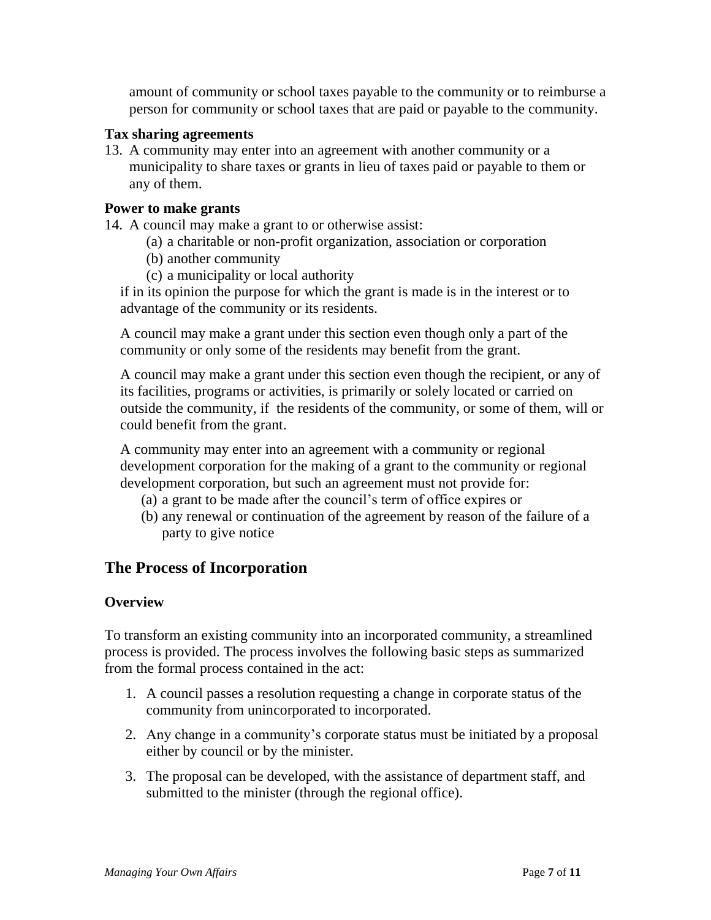amount of community or school taxes payable to the community or to reimburse a person for community or school taxes that are paid or payable to the community.

**Tax sharing agreements**

13. A community may enter into an agreement with another community or a municipality to share taxes or grants in lieu of taxes paid or payable to them or any of them.

**Power to make grants**

14. A council may make a grant to or otherwise assist:
    (a) a charitable or non-profit organization, association or corporation
    (b) another community
    (c) a municipality or local authority

   if in its opinion the purpose for which the grant is made is in the interest or to advantage of the community or its residents.

   A council may make a grant under this section even though only a part of the community or only some of the residents may benefit from the grant.

   A council may make a grant under this section even though the recipient, or any of its facilities, programs or activities, is primarily or solely located or carried on outside the community, if the residents of the community, or some of them, will or could benefit from the grant.

   A community may enter into an agreement with a community or regional development corporation for the making of a grant to the community or regional development corporation, but such an agreement must not provide for:
   (a) a grant to be made after the council's term of office expires or
   (b) any renewal or continuation of the agreement by reason of the failure of a party to give notice

## The Process of Incorporation

### Overview

To transform an existing community into an incorporated community, a streamlined process is provided. The process involves the following basic steps as summarized from the formal process contained in the act:

1. A council passes a resolution requesting a change in corporate status of the community from unincorporated to incorporated.
2. Any change in a community's corporate status must be initiated by a proposal either by council or by the minister.
3. The proposal can be developed, with the assistance of department staff, and submitted to the minister (through the regional office).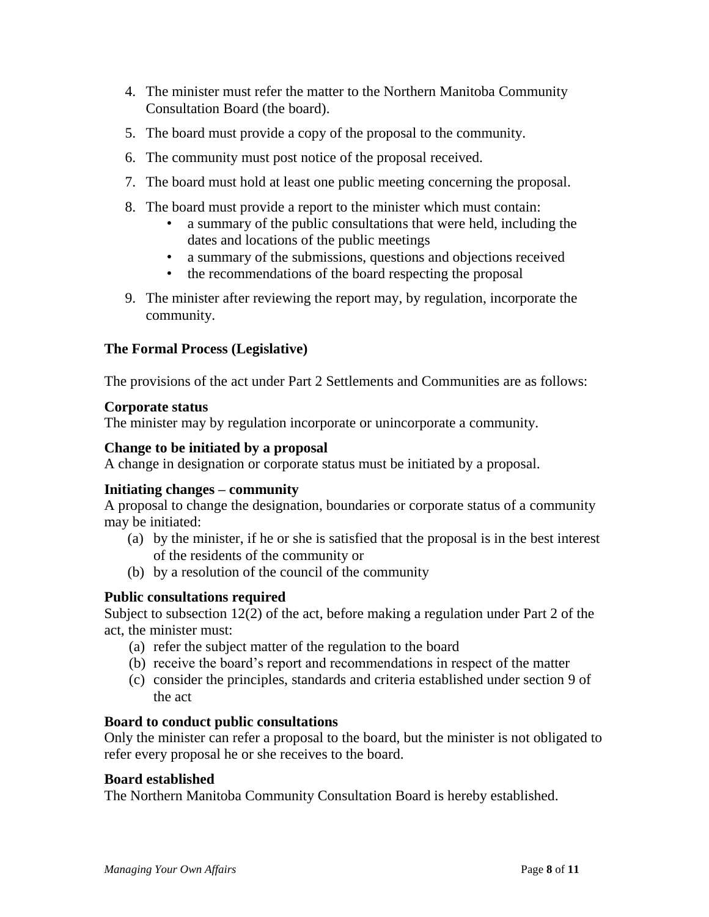4. The minister must refer the matter to the Northern Manitoba Community Consultation Board (the board).
5. The board must provide a copy of the proposal to the community.
6. The community must post notice of the proposal received.
7. The board must hold at least one public meeting concerning the proposal.
8. The board must provide a report to the minister which must contain:
   - a summary of the public consultations that were held, including the dates and locations of the public meetings
   - a summary of the submissions, questions and objections received
   - the recommendations of the board respecting the proposal
9. The minister after reviewing the report may, by regulation, incorporate the community.

### The Formal Process (Legislative)

The provisions of the act under Part 2 Settlements and Communities are as follows:

**Corporate status**
The minister may by regulation incorporate or unincorporate a community.

**Change to be initiated by a proposal**
A change in designation or corporate status must be initiated by a proposal.

**Initiating changes – community**
A proposal to change the designation, boundaries or corporate status of a community may be initiated:

(a) by the minister, if he or she is satisfied that the proposal is in the best interest of the residents of the community or
(b) by a resolution of the council of the community

**Public consultations required**
Subject to subsection 12(2) of the act, before making a regulation under Part 2 of the act, the minister must:

(a) refer the subject matter of the regulation to the board
(b) receive the board's report and recommendations in respect of the matter
(c) consider the principles, standards and criteria established under section 9 of the act

**Board to conduct public consultations**
Only the minister can refer a proposal to the board, but the minister is not obligated to refer every proposal he or she receives to the board.

**Board established**
The Northern Manitoba Community Consultation Board is hereby established.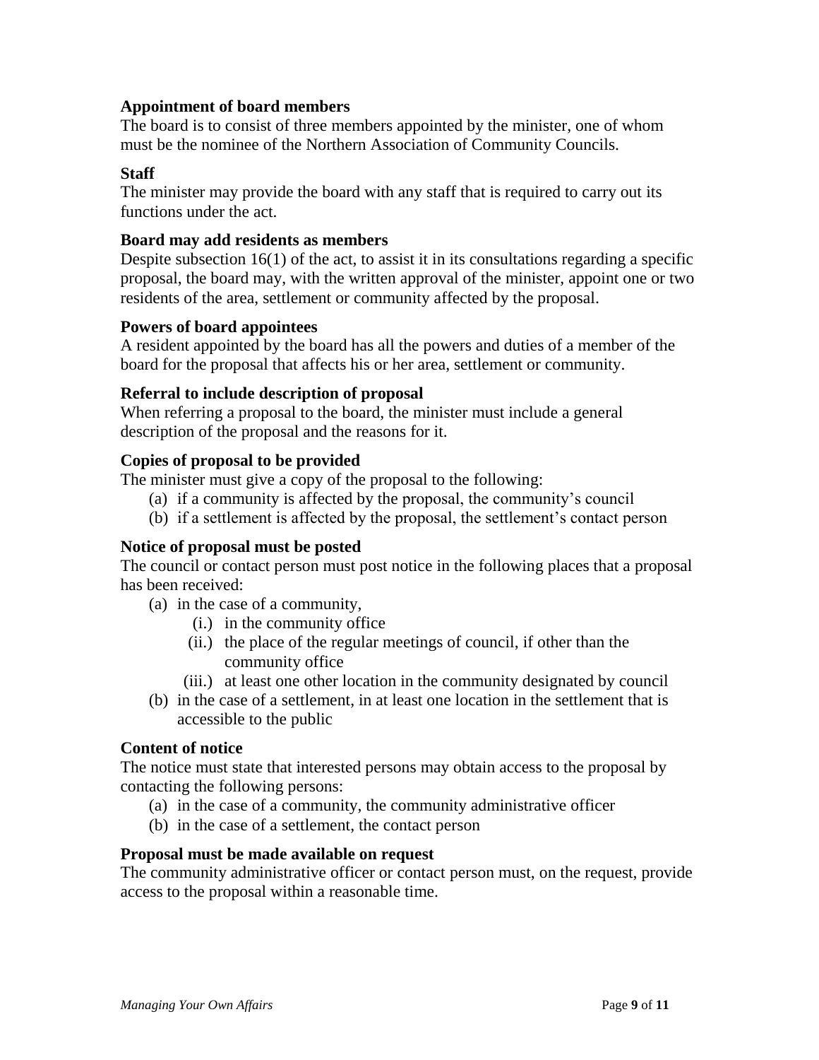**Appointment of board members**
The board is to consist of three members appointed by the minister, one of whom must be the nominee of the Northern Association of Community Councils.

**Staff**
The minister may provide the board with any staff that is required to carry out its functions under the act.

**Board may add residents as members**
Despite subsection 16(1) of the act, to assist it in its consultations regarding a specific proposal, the board may, with the written approval of the minister, appoint one or two residents of the area, settlement or community affected by the proposal.

**Powers of board appointees**
A resident appointed by the board has all the powers and duties of a member of the board for the proposal that affects his or her area, settlement or community.

**Referral to include description of proposal**
When referring a proposal to the board, the minister must include a general description of the proposal and the reasons for it.

**Copies of proposal to be provided**
The minister must give a copy of the proposal to the following:

- (a) if a community is affected by the proposal, the community's council
- (b) if a settlement is affected by the proposal, the settlement's contact person

**Notice of proposal must be posted**
The council or contact person must post notice in the following places that a proposal has been received:

- (a) in the case of a community,
  - (i.) in the community office
  - (ii.) the place of the regular meetings of council, if other than the community office
  - (iii.) at least one other location in the community designated by council
- (b) in the case of a settlement, in at least one location in the settlement that is accessible to the public

**Content of notice**
The notice must state that interested persons may obtain access to the proposal by contacting the following persons:

- (a) in the case of a community, the community administrative officer
- (b) in the case of a settlement, the contact person

**Proposal must be made available on request**
The community administrative officer or contact person must, on the request, provide access to the proposal within a reasonable time.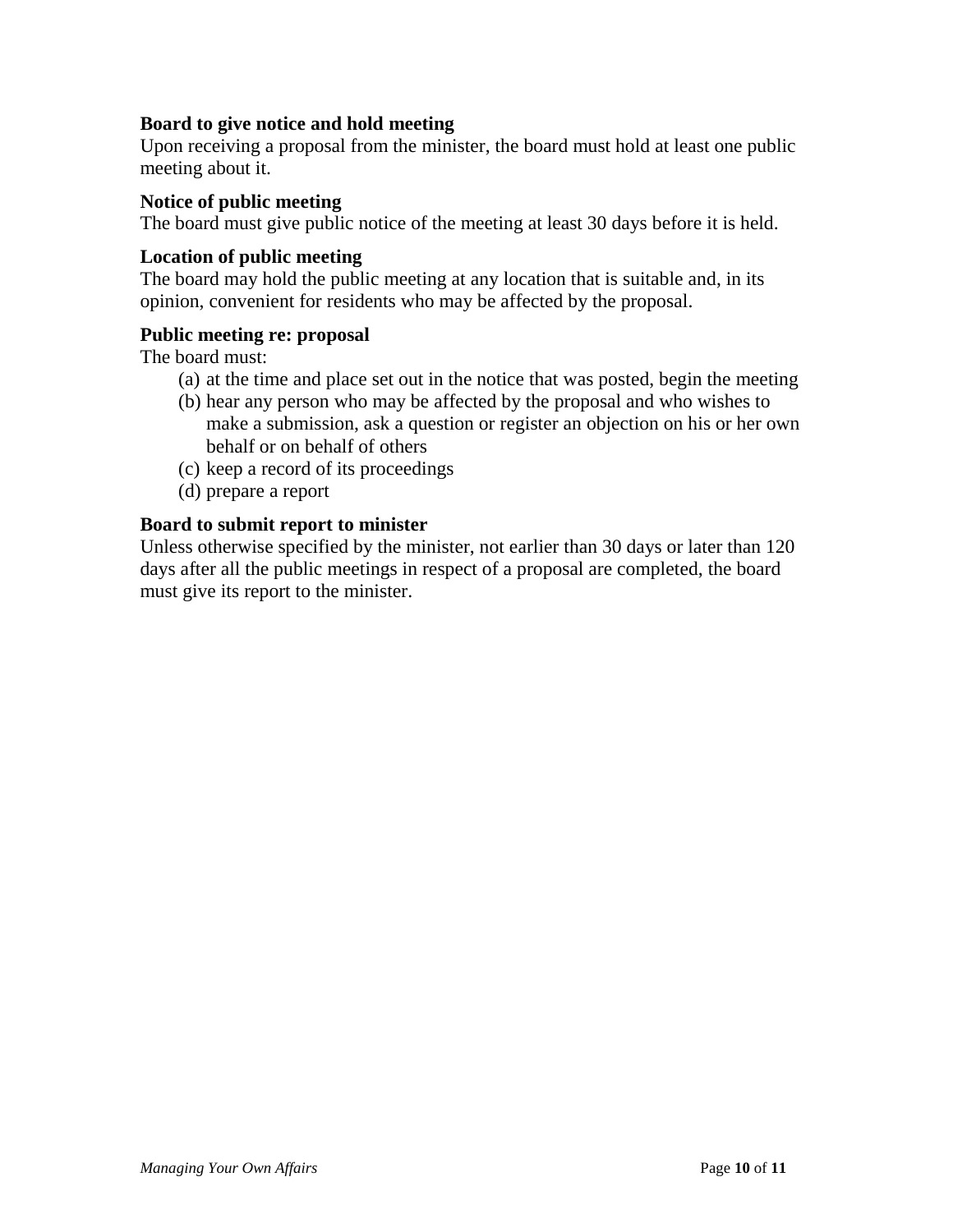**Board to give notice and hold meeting**
Upon receiving a proposal from the minister, the board must hold at least one public meeting about it.

**Notice of public meeting**
The board must give public notice of the meeting at least 30 days before it is held.

**Location of public meeting**
The board may hold the public meeting at any location that is suitable and, in its opinion, convenient for residents who may be affected by the proposal.

**Public meeting re: proposal**
The board must:

- (a) at the time and place set out in the notice that was posted, begin the meeting
- (b) hear any person who may be affected by the proposal and who wishes to make a submission, ask a question or register an objection on his or her own behalf or on behalf of others
- (c) keep a record of its proceedings
- (d) prepare a report

**Board to submit report to minister**
Unless otherwise specified by the minister, not earlier than 30 days or later than 120 days after all the public meetings in respect of a proposal are completed, the board must give its report to the minister.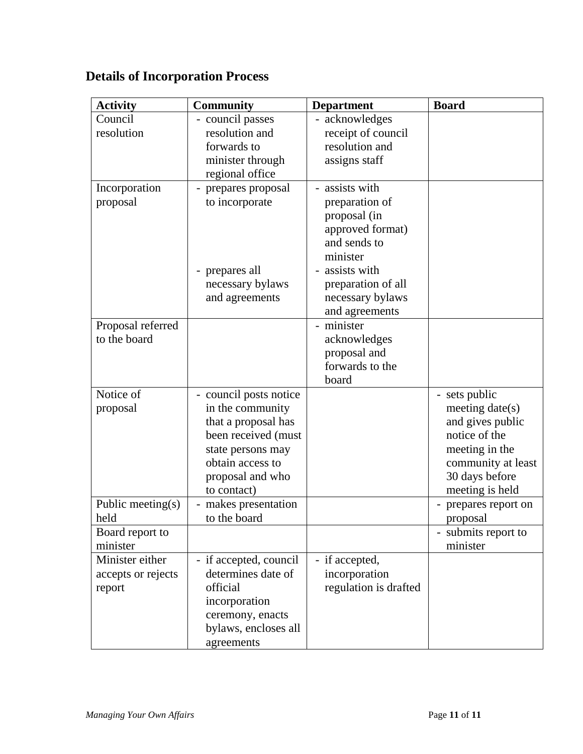## Details of Incorporation Process

| Activity | Community | Department | Board |
|---|---|---|---|
| Council resolution | - council passes resolution and forwards to minister through regional office | - acknowledges receipt of council resolution and assigns staff | |
| Incorporation proposal | - prepares proposal to incorporate<br><br>- prepares all necessary bylaws and agreements | - assists with preparation of proposal (in approved format) and sends to minister<br>- assists with preparation of all necessary bylaws and agreements | |
| Proposal referred to the board | | - minister acknowledges proposal and forwards to the board | |
| Notice of proposal | - council posts notice in the community that a proposal has been received (must state persons may obtain access to proposal and who to contact) | | - sets public meeting date(s) and gives public notice of the meeting in the community at least 30 days before meeting is held |
| Public meeting(s) held | - makes presentation to the board | | - prepares report on proposal |
| Board report to minister | | | - submits report to minister |
| Minister either accepts or rejects report | - if accepted, council determines date of official incorporation ceremony, enacts bylaws, encloses all agreements | - if accepted, incorporation regulation is drafted | |